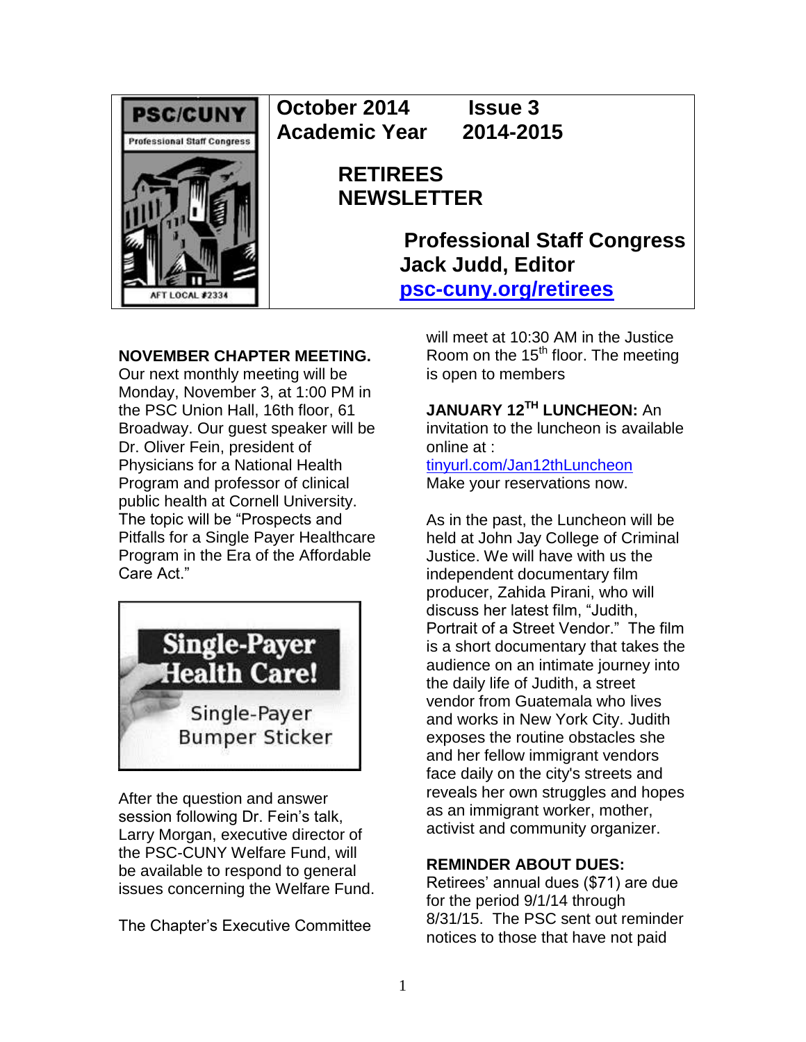PSC/CUNY Professional Staff Congress AFT LOCAL #2334

**October 2014 Issue 3**
**Academic Year 2014-2015**

# RETIREES NEWSLETTER

**Professional Staff Congress**
**Jack Judd, Editor**
**psc-cuny.org/retirees**

**NOVEMBER CHAPTER MEETING.** Our next monthly meeting will be Monday, November 3, at 1:00 PM in the PSC Union Hall, 16th floor, 61 Broadway. Our guest speaker will be Dr. Oliver Fein, president of Physicians for a National Health Program and professor of clinical public health at Cornell University. The topic will be "Prospects and Pitfalls for a Single Payer Healthcare Program in the Era of the Affordable Care Act."

Single-Payer Health Care!

Single-Payer Bumper Sticker

After the question and answer session following Dr. Fein's talk, Larry Morgan, executive director of the PSC-CUNY Welfare Fund, will be available to respond to general issues concerning the Welfare Fund.

The Chapter's Executive Committee will meet at 10:30 AM in the Justice Room on the 15th floor. The meeting is open to members

**JANUARY 12TH LUNCHEON:** An invitation to the luncheon is available online at : tinyurl.com/Jan12thLuncheon Make your reservations now.

As in the past, the Luncheon will be held at John Jay College of Criminal Justice. We will have with us the independent documentary film producer, Zahida Pirani, who will discuss her latest film, "Judith, Portrait of a Street Vendor." The film is a short documentary that takes the audience on an intimate journey into the daily life of Judith, a street vendor from Guatemala who lives and works in New York City. Judith exposes the routine obstacles she and her fellow immigrant vendors face daily on the city's streets and reveals her own struggles and hopes as an immigrant worker, mother, activist and community organizer.

**REMINDER ABOUT DUES:** Retirees' annual dues ($71) are due for the period 9/1/14 through 8/31/15. The PSC sent out reminder notices to those that have not paid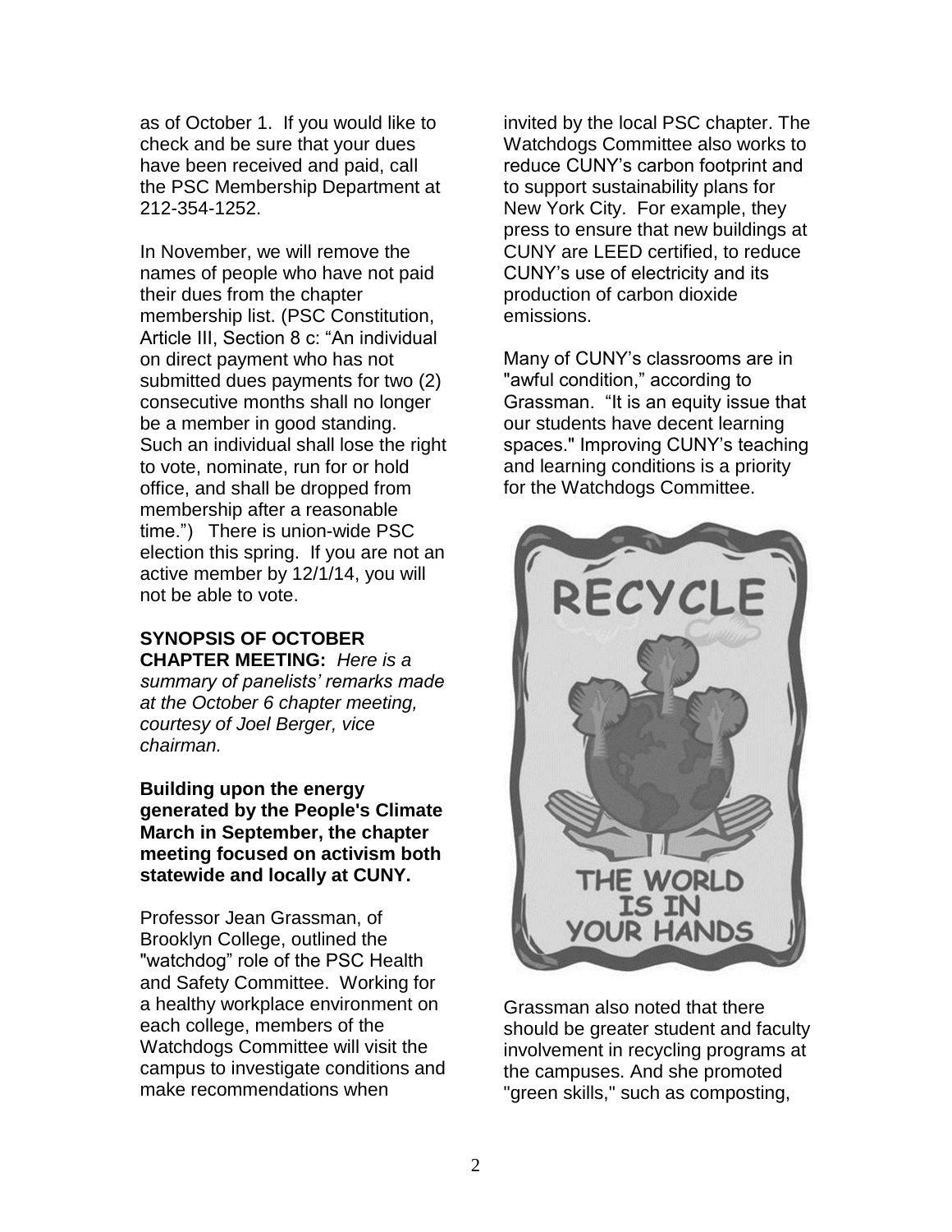as of October 1. If you would like to check and be sure that your dues have been received and paid, call the PSC Membership Department at 212-354-1252.

In November, we will remove the names of people who have not paid their dues from the chapter membership list. (PSC Constitution, Article III, Section 8 c: "An individual on direct payment who has not submitted dues payments for two (2) consecutive months shall no longer be a member in good standing. Such an individual shall lose the right to vote, nominate, run for or hold office, and shall be dropped from membership after a reasonable time.") There is union-wide PSC election this spring. If you are not an active member by 12/1/14, you will not be able to vote.

**SYNOPSIS OF OCTOBER CHAPTER MEETING:** *Here is a summary of panelists' remarks made at the October 6 chapter meeting, courtesy of Joel Berger, vice chairman.*

**Building upon the energy generated by the People's Climate March in September, the chapter meeting focused on activism both statewide and locally at CUNY.**

Professor Jean Grassman, of Brooklyn College, outlined the "watchdog" role of the PSC Health and Safety Committee. Working for a healthy workplace environment on each college, members of the Watchdogs Committee will visit the campus to investigate conditions and make recommendations when invited by the local PSC chapter. The Watchdogs Committee also works to reduce CUNY's carbon footprint and to support sustainability plans for New York City. For example, they press to ensure that new buildings at CUNY are LEED certified, to reduce CUNY's use of electricity and its production of carbon dioxide emissions.

Many of CUNY's classrooms are in "awful condition," according to Grassman. "It is an equity issue that our students have decent learning spaces." Improving CUNY's teaching and learning conditions is a priority for the Watchdogs Committee.

Grassman also noted that there should be greater student and faculty involvement in recycling programs at the campuses. And she promoted "green skills," such as composting,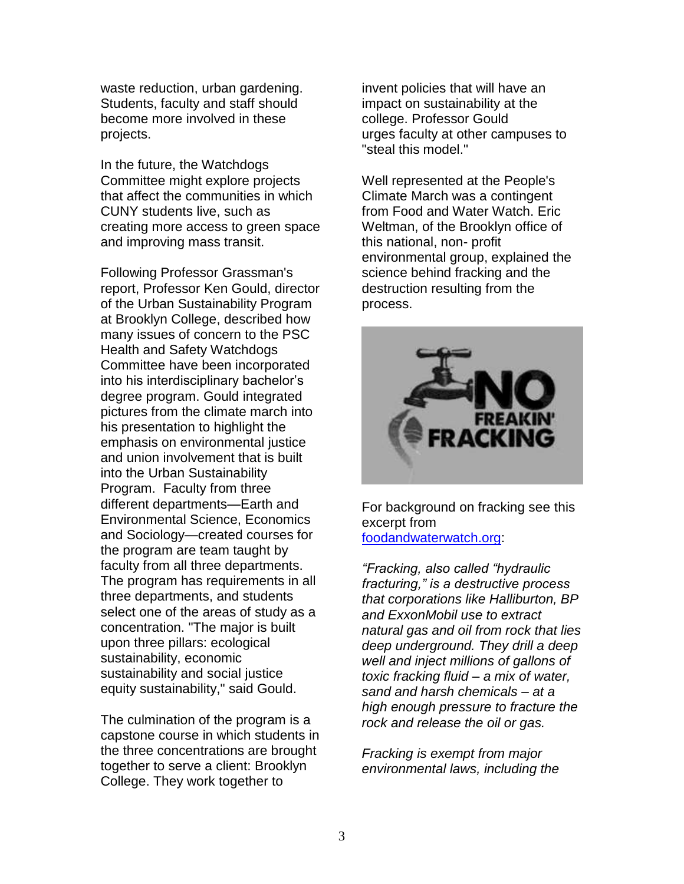waste reduction, urban gardening. Students, faculty and staff should become more involved in these projects.

In the future, the Watchdogs Committee might explore projects that affect the communities in which CUNY students live, such as creating more access to green space and improving mass transit.

Following Professor Grassman's report, Professor Ken Gould, director of the Urban Sustainability Program at Brooklyn College, described how many issues of concern to the PSC Health and Safety Watchdogs Committee have been incorporated into his interdisciplinary bachelor's degree program. Gould integrated pictures from the climate march into his presentation to highlight the emphasis on environmental justice and union involvement that is built into the Urban Sustainability Program. Faculty from three different departments—Earth and Environmental Science, Economics and Sociology—created courses for the program are team taught by faculty from all three departments. The program has requirements in all three departments, and students select one of the areas of study as a concentration. "The major is built upon three pillars: ecological sustainability, economic sustainability and social justice equity sustainability," said Gould.

The culmination of the program is a capstone course in which students in the three concentrations are brought together to serve a client: Brooklyn College. They work together to invent policies that will have an impact on sustainability at the college. Professor Gould urges faculty at other campuses to "steal this model."

Well represented at the People's Climate March was a contingent from Food and Water Watch. Eric Weltman, of the Brooklyn office of this national, non- profit environmental group, explained the science behind fracking and the destruction resulting from the process.

For background on fracking see this excerpt from [foodandwaterwatch.org](foodandwaterwatch.org):

*"Fracking, also called "hydraulic fracturing," is a destructive process that corporations like Halliburton, BP and ExxonMobil use to extract natural gas and oil from rock that lies deep underground. They drill a deep well and inject millions of gallons of toxic fracking fluid – a mix of water, sand and harsh chemicals – at a high enough pressure to fracture the rock and release the oil or gas.*

*Fracking is exempt from major environmental laws, including the*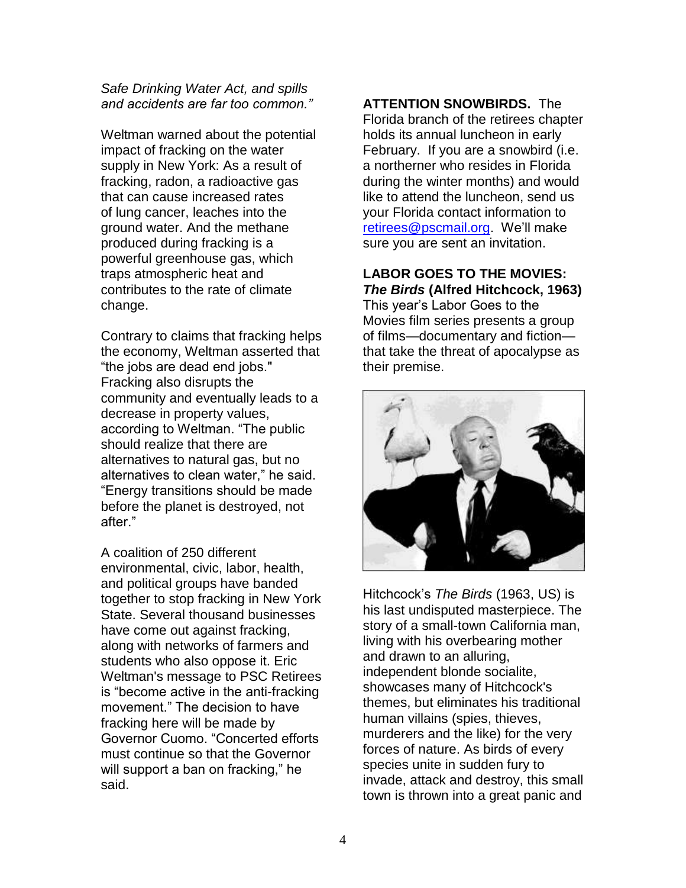*Safe Drinking Water Act, and spills and accidents are far too common."*

Weltman warned about the potential impact of fracking on the water supply in New York: As a result of fracking, radon, a radioactive gas that can cause increased rates of lung cancer, leaches into the ground water. And the methane produced during fracking is a powerful greenhouse gas, which traps atmospheric heat and contributes to the rate of climate change.

Contrary to claims that fracking helps the economy, Weltman asserted that "the jobs are dead end jobs." Fracking also disrupts the community and eventually leads to a decrease in property values, according to Weltman. "The public should realize that there are alternatives to natural gas, but no alternatives to clean water," he said. "Energy transitions should be made before the planet is destroyed, not after."

A coalition of 250 different environmental, civic, labor, health, and political groups have banded together to stop fracking in New York State. Several thousand businesses have come out against fracking, along with networks of farmers and students who also oppose it. Eric Weltman's message to PSC Retirees is "become active in the anti-fracking movement." The decision to have fracking here will be made by Governor Cuomo. "Concerted efforts must continue so that the Governor will support a ban on fracking," he said.

**ATTENTION SNOWBIRDS.** The Florida branch of the retirees chapter holds its annual luncheon in early February. If you are a snowbird (i.e. a northerner who resides in Florida during the winter months) and would like to attend the luncheon, send us your Florida contact information to retirees@pscmail.org. We'll make sure you are sent an invitation.

**LABOR GOES TO THE MOVIES: *The Birds* (Alfred Hitchcock, 1963)**
This year's Labor Goes to the Movies film series presents a group of films—documentary and fiction—that take the threat of apocalypse as their premise.

Hitchcock's *The Birds* (1963, US) is his last undisputed masterpiece. The story of a small-town California man, living with his overbearing mother and drawn to an alluring, independent blonde socialite, showcases many of Hitchcock's themes, but eliminates his traditional human villains (spies, thieves, murderers and the like) for the very forces of nature. As birds of every species unite in sudden fury to invade, attack and destroy, this small town is thrown into a great panic and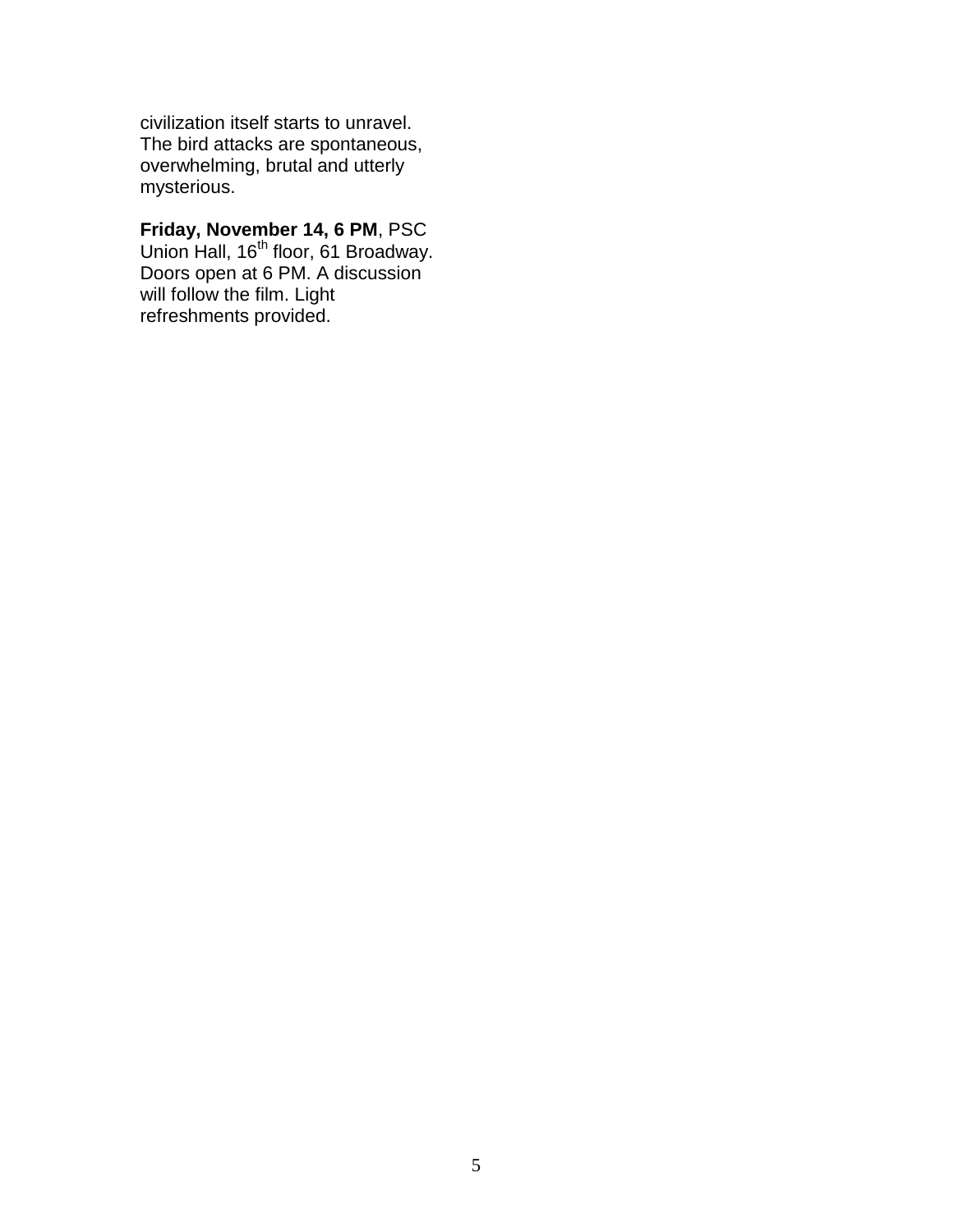civilization itself starts to unravel. The bird attacks are spontaneous, overwhelming, brutal and utterly mysterious.

**Friday, November 14, 6 PM**, PSC Union Hall, 16th floor, 61 Broadway. Doors open at 6 PM. A discussion will follow the film. Light refreshments provided.